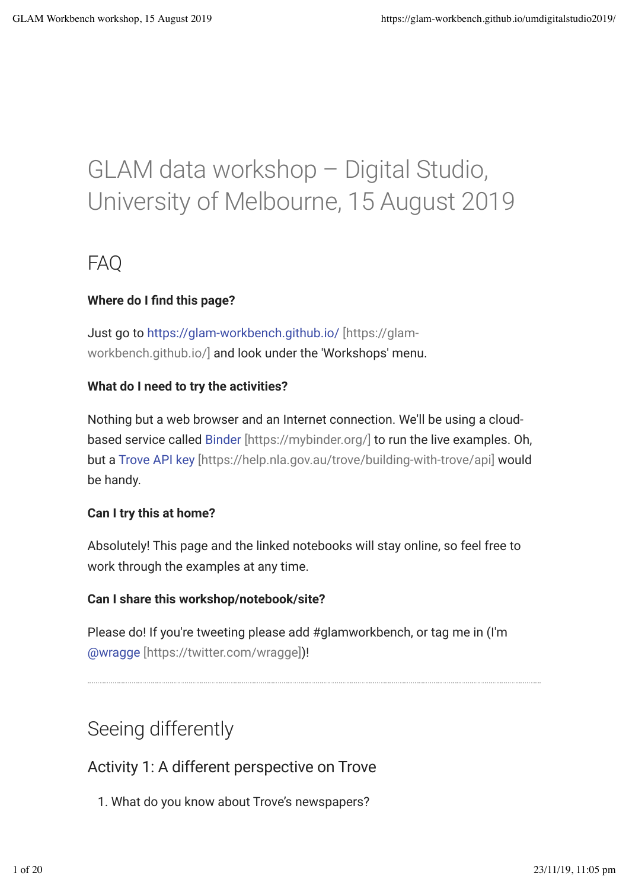# GLAM data workshop – Digital Studio, University of Melbourne, 15 August 2019

## FAQ

**Where do I find this page?**

Just go to [https://glam-workbench.github.io/](https://glam-workbench.github.io/) [https://glam-workbench.github.io/] and look under the 'Workshops' menu.

**What do I need to try the activities?**

Nothing but a web browser and an Internet connection. We'll be using a cloud-based service called [Binder](https://mybinder.org/) [https://mybinder.org/] to run the live examples. Oh, but a [Trove API key](https://help.nla.gov.au/trove/building-with-trove/api) [https://help.nla.gov.au/trove/building-with-trove/api] would be handy.

**Can I try this at home?**

Absolutely! This page and the linked notebooks will stay online, so feel free to work through the examples at any time.

**Can I share this workshop/notebook/site?**

Please do! If you're tweeting please add #glamworkbench, or tag me in (I'm [@wragge](https://twitter.com/wragge) [https://twitter.com/wragge])!

---

## Seeing differently

### Activity 1: A different perspective on Trove

1. What do you know about Trove's newspapers?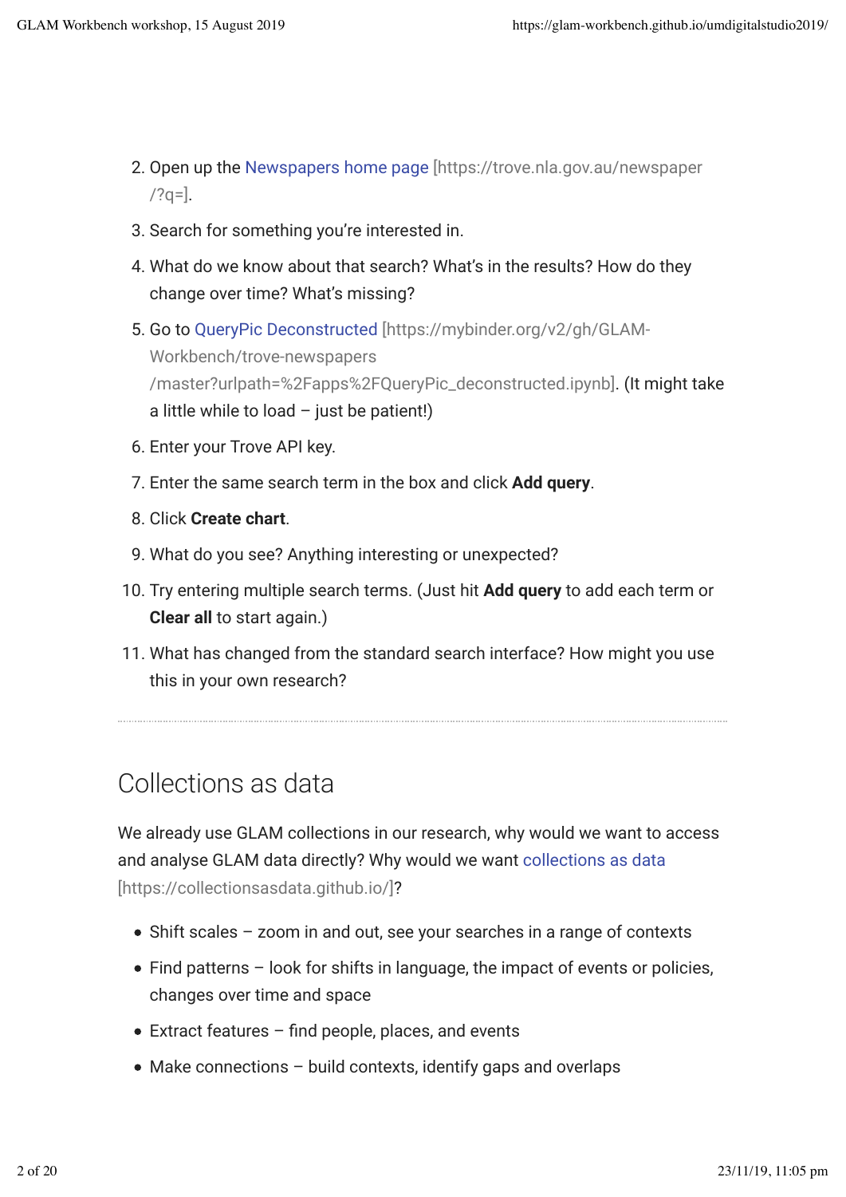2. Open up the Newspapers home page [https://trove.nla.gov.au/newspaper/?q=].
3. Search for something you're interested in.
4. What do we know about that search? What's in the results? How do they change over time? What's missing?
5. Go to QueryPic Deconstructed [https://mybinder.org/v2/gh/GLAM-Workbench/trove-newspapers/master?urlpath=%2Fapps%2FQueryPic_deconstructed.ipynb]. (It might take a little while to load – just be patient!)
6. Enter your Trove API key.
7. Enter the same search term in the box and click **Add query**.
8. Click **Create chart**.
9. What do you see? Anything interesting or unexpected?
10. Try entering multiple search terms. (Just hit **Add query** to add each term or **Clear all** to start again.)
11. What has changed from the standard search interface? How might you use this in your own research?

---

## Collections as data

We already use GLAM collections in our research, why would we want to access and analyse GLAM data directly? Why would we want collections as data [https://collectionsasdata.github.io/]?

- Shift scales – zoom in and out, see your searches in a range of contexts
- Find patterns – look for shifts in language, the impact of events or policies, changes over time and space
- Extract features – find people, places, and events
- Make connections – build contexts, identify gaps and overlaps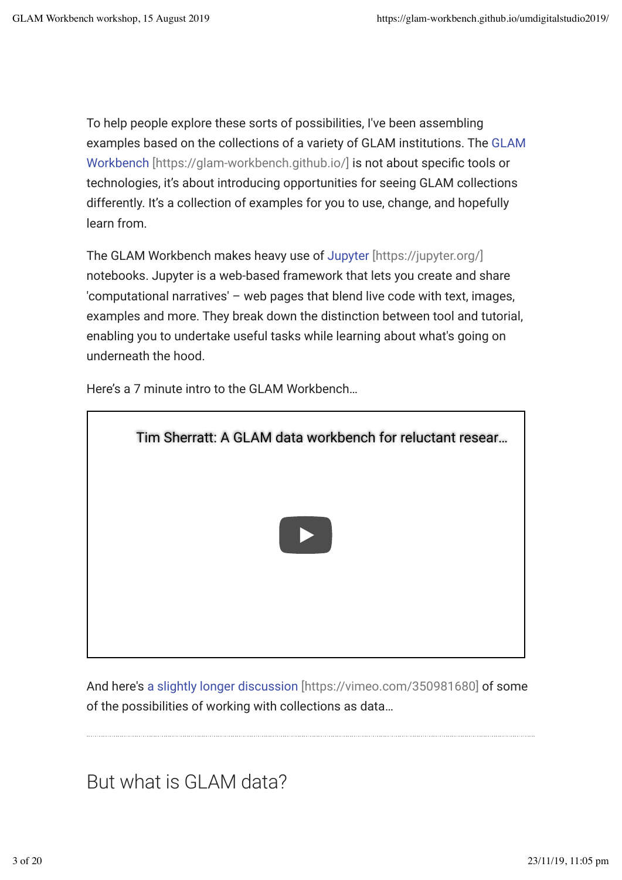To help people explore these sorts of possibilities, I've been assembling examples based on the collections of a variety of GLAM institutions. The GLAM Workbench [https://glam-workbench.github.io/] is not about specific tools or technologies, it's about introducing opportunities for seeing GLAM collections differently. It's a collection of examples for you to use, change, and hopefully learn from.

The GLAM Workbench makes heavy use of Jupyter [https://jupyter.org/] notebooks. Jupyter is a web-based framework that lets you create and share 'computational narratives' – web pages that blend live code with text, images, examples and more. They break down the distinction between tool and tutorial, enabling you to undertake useful tasks while learning about what's going on underneath the hood.

Here's a 7 minute intro to the GLAM Workbench…

Tim Sherratt: A GLAM data workbench for reluctant resear…

And here's a slightly longer discussion [https://vimeo.com/350981680] of some of the possibilities of working with collections as data…

## But what is GLAM data?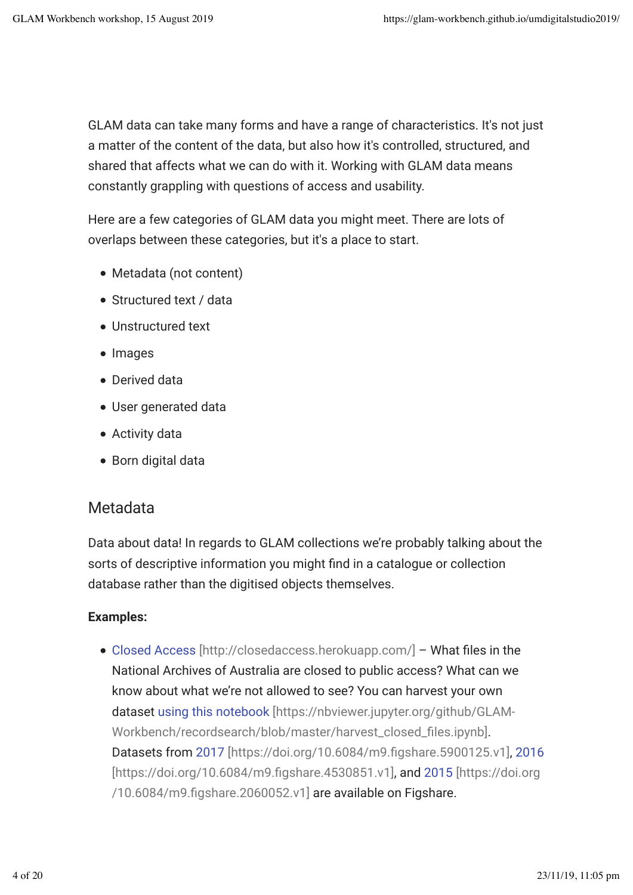GLAM data can take many forms and have a range of characteristics. It's not just a matter of the content of the data, but also how it's controlled, structured, and shared that affects what we can do with it. Working with GLAM data means constantly grappling with questions of access and usability.

Here are a few categories of GLAM data you might meet. There are lots of overlaps between these categories, but it's a place to start.

- Metadata (not content)
- Structured text / data
- Unstructured text
- Images
- Derived data
- User generated data
- Activity data
- Born digital data

## Metadata

Data about data! In regards to GLAM collections we're probably talking about the sorts of descriptive information you might find in a catalogue or collection database rather than the digitised objects themselves.

**Examples:**

- Closed Access [http://closedaccess.herokuapp.com/] – What files in the National Archives of Australia are closed to public access? What can we know about what we're not allowed to see? You can harvest your own dataset using this notebook [https://nbviewer.jupyter.org/github/GLAM-Workbench/recordsearch/blob/master/harvest_closed_files.ipynb]. Datasets from 2017 [https://doi.org/10.6084/m9.figshare.5900125.v1], 2016 [https://doi.org/10.6084/m9.figshare.4530851.v1], and 2015 [https://doi.org/10.6084/m9.figshare.2060052.v1] are available on Figshare.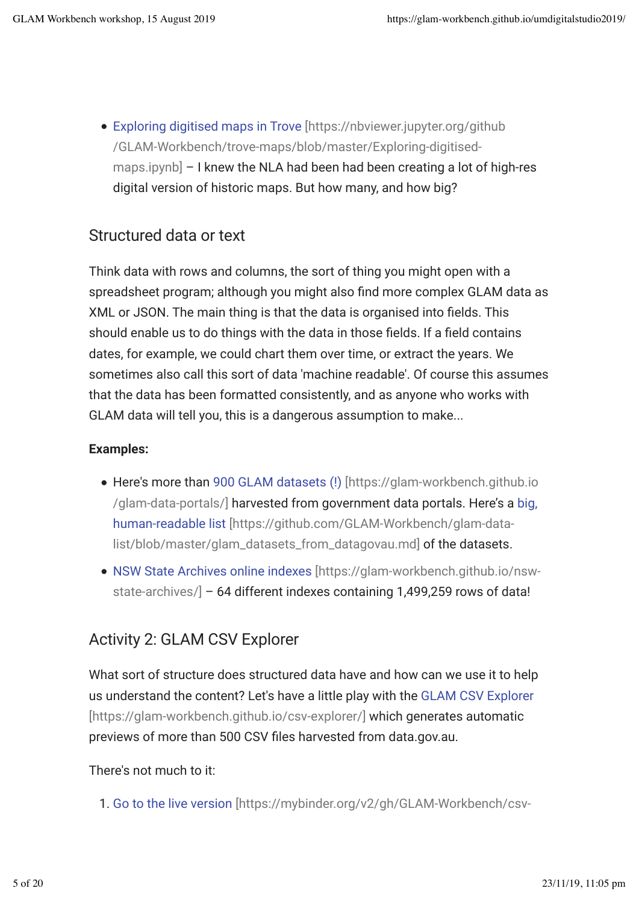- Exploring digitised maps in Trove [https://nbviewer.jupyter.org/github/GLAM-Workbench/trove-maps/blob/master/Exploring-digitised-maps.ipynb] – I knew the NLA had been had been creating a lot of high-res digital version of historic maps. But how many, and how big?

## Structured data or text

Think data with rows and columns, the sort of thing you might open with a spreadsheet program; although you might also find more complex GLAM data as XML or JSON. The main thing is that the data is organised into fields. This should enable us to do things with the data in those fields. If a field contains dates, for example, we could chart them over time, or extract the years. We sometimes also call this sort of data 'machine readable'. Of course this assumes that the data has been formatted consistently, and as anyone who works with GLAM data will tell you, this is a dangerous assumption to make...

**Examples:**

- Here's more than 900 GLAM datasets (!) [https://glam-workbench.github.io/glam-data-portals/] harvested from government data portals. Here's a big, human-readable list [https://github.com/GLAM-Workbench/glam-data-list/blob/master/glam_datasets_from_datagovau.md] of the datasets.
- NSW State Archives online indexes [https://glam-workbench.github.io/nsw-state-archives/] – 64 different indexes containing 1,499,259 rows of data!

## Activity 2: GLAM CSV Explorer

What sort of structure does structured data have and how can we use it to help us understand the content? Let's have a little play with the GLAM CSV Explorer [https://glam-workbench.github.io/csv-explorer/] which generates automatic previews of more than 500 CSV files harvested from data.gov.au.

There's not much to it:

1. Go to the live version [https://mybinder.org/v2/gh/GLAM-Workbench/csv-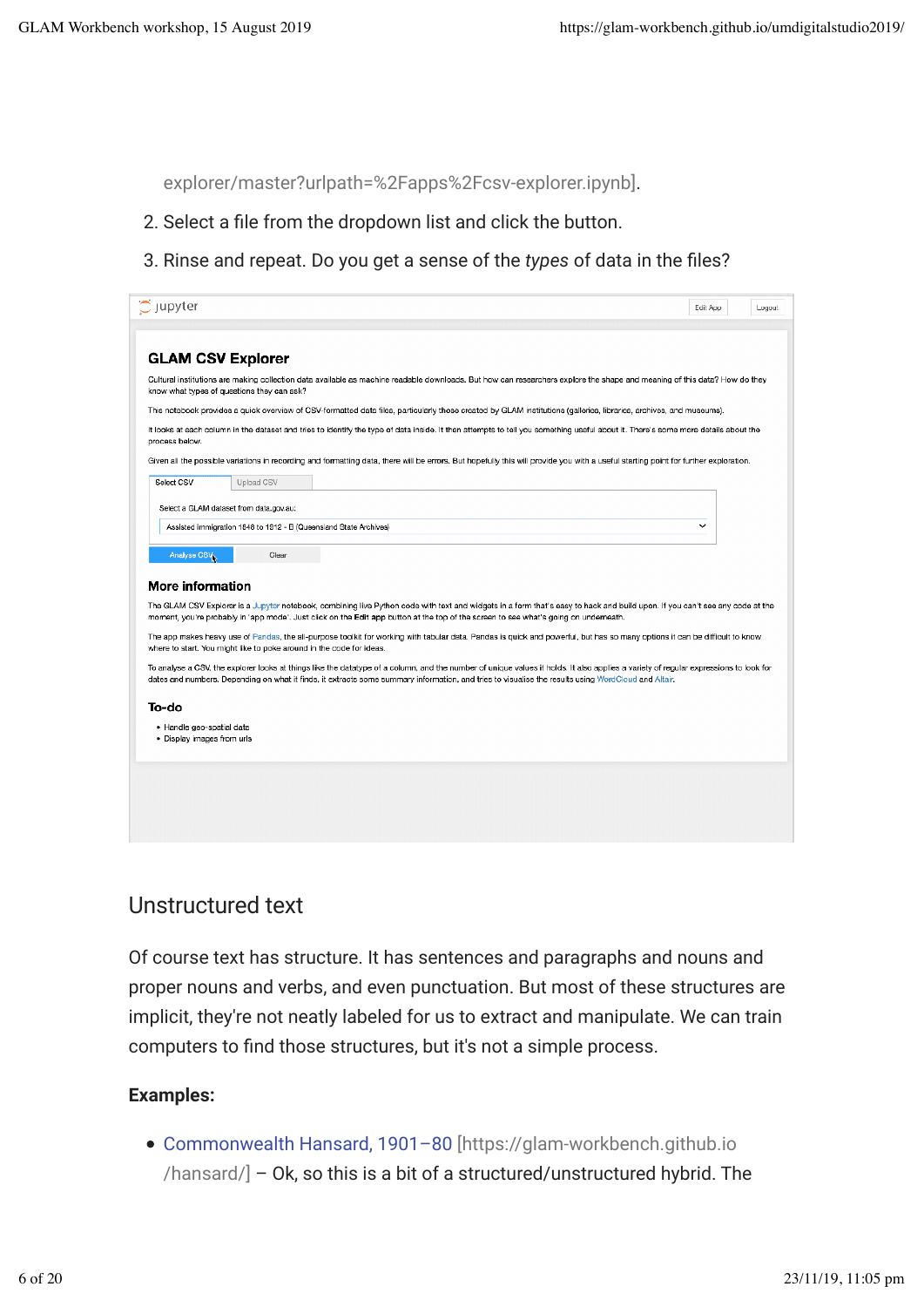explorer/master?urlpath=%2Fapps%2Fcsv-explorer.ipynb].

2. Select a file from the dropdown list and click the button.
3. Rinse and repeat. Do you get a sense of the *types* of data in the files?

## Unstructured text

Of course text has structure. It has sentences and paragraphs and nouns and proper nouns and verbs, and even punctuation. But most of these structures are implicit, they're not neatly labeled for us to extract and manipulate. We can train computers to find those structures, but it's not a simple process.

**Examples:**

- Commonwealth Hansard, 1901–80 [https://glam-workbench.github.io/hansard/] – Ok, so this is a bit of a structured/unstructured hybrid. The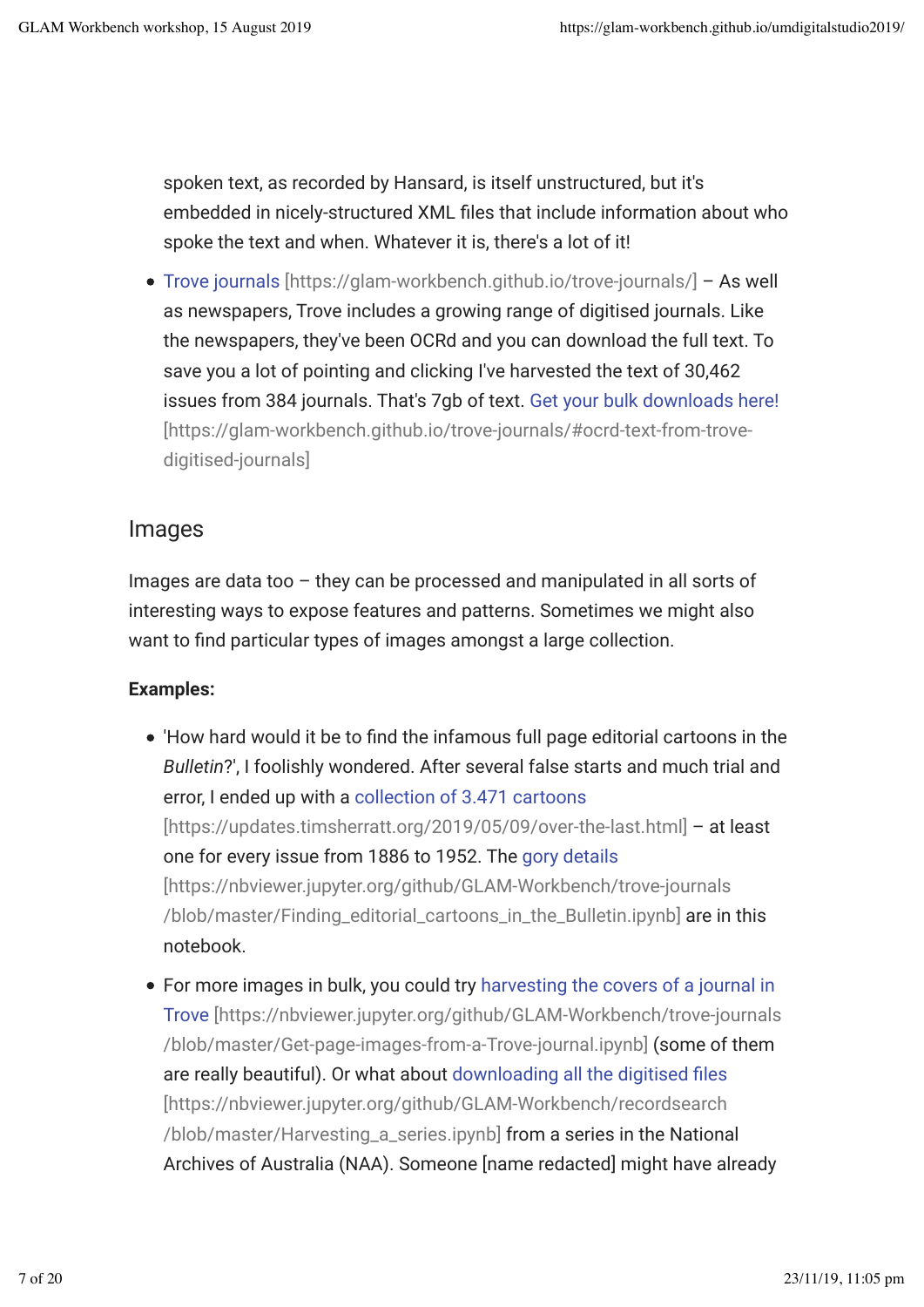spoken text, as recorded by Hansard, is itself unstructured, but it's embedded in nicely-structured XML files that include information about who spoke the text and when. Whatever it is, there's a lot of it!

- Trove journals [https://glam-workbench.github.io/trove-journals/] – As well as newspapers, Trove includes a growing range of digitised journals. Like the newspapers, they've been OCRd and you can download the full text. To save you a lot of pointing and clicking I've harvested the text of 30,462 issues from 384 journals. That's 7gb of text. Get your bulk downloads here! [https://glam-workbench.github.io/trove-journals/#ocrd-text-from-trove-digitised-journals]

## Images

Images are data too – they can be processed and manipulated in all sorts of interesting ways to expose features and patterns. Sometimes we might also want to find particular types of images amongst a large collection.

**Examples:**

- 'How hard would it be to find the infamous full page editorial cartoons in the *Bulletin*?', I foolishly wondered. After several false starts and much trial and error, I ended up with a collection of 3.471 cartoons [https://updates.timsherratt.org/2019/05/09/over-the-last.html] – at least one for every issue from 1886 to 1952. The gory details [https://nbviewer.jupyter.org/github/GLAM-Workbench/trove-journals/blob/master/Finding_editorial_cartoons_in_the_Bulletin.ipynb] are in this notebook.
- For more images in bulk, you could try harvesting the covers of a journal in Trove [https://nbviewer.jupyter.org/github/GLAM-Workbench/trove-journals/blob/master/Get-page-images-from-a-Trove-journal.ipynb] (some of them are really beautiful). Or what about downloading all the digitised files [https://nbviewer.jupyter.org/github/GLAM-Workbench/recordsearch/blob/master/Harvesting_a_series.ipynb] from a series in the National Archives of Australia (NAA). Someone [name redacted] might have already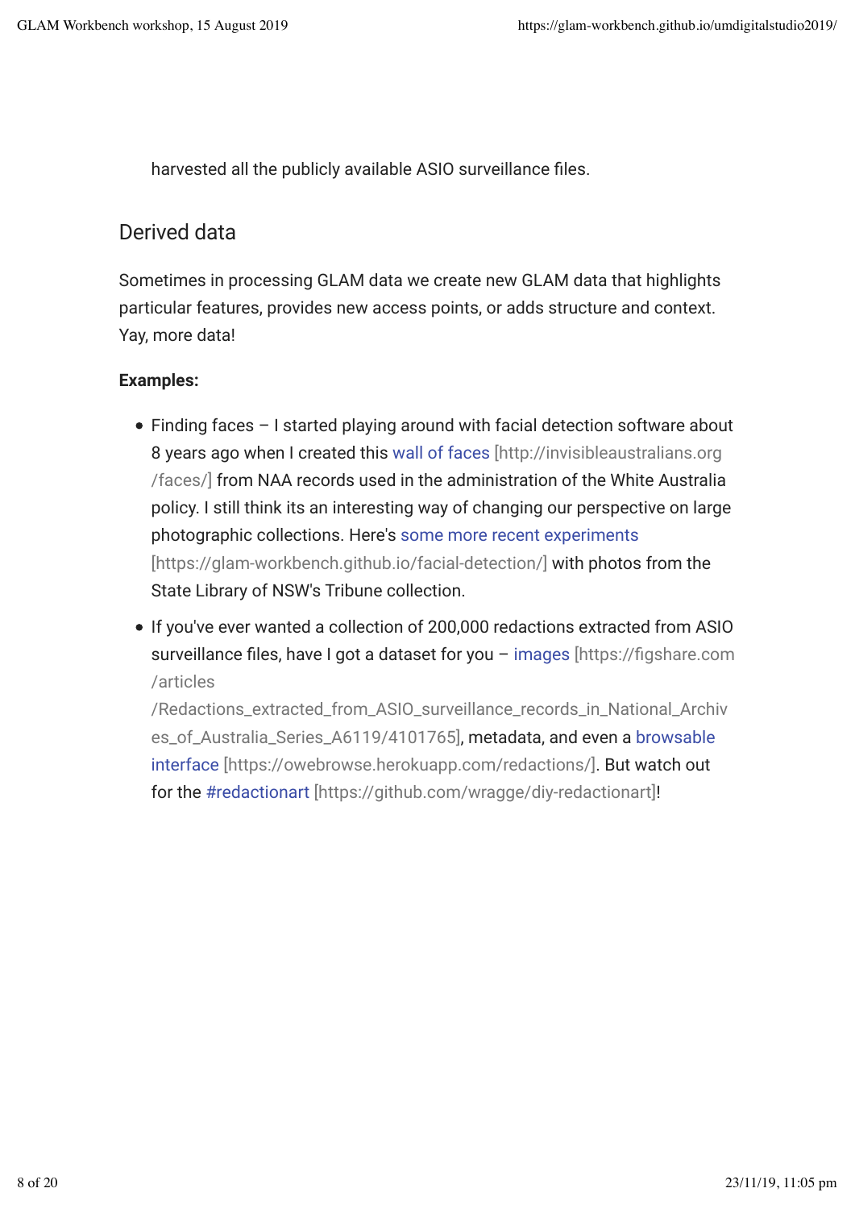harvested all the publicly available ASIO surveillance files.

## Derived data

Sometimes in processing GLAM data we create new GLAM data that highlights particular features, provides new access points, or adds structure and context. Yay, more data!

**Examples:**

- Finding faces – I started playing around with facial detection software about 8 years ago when I created this wall of faces [http://invisibleaustralians.org/faces/] from NAA records used in the administration of the White Australia policy. I still think its an interesting way of changing our perspective on large photographic collections. Here's some more recent experiments [https://glam-workbench.github.io/facial-detection/] with photos from the State Library of NSW's Tribune collection.
- If you've ever wanted a collection of 200,000 redactions extracted from ASIO surveillance files, have I got a dataset for you – images [https://figshare.com/articles/Redactions_extracted_from_ASIO_surveillance_records_in_National_Archives_of_Australia_Series_A6119/4101765], metadata, and even a browsable interface [https://owebrowse.herokuapp.com/redactions/]. But watch out for the #redactionart [https://github.com/wragge/diy-redactionart]!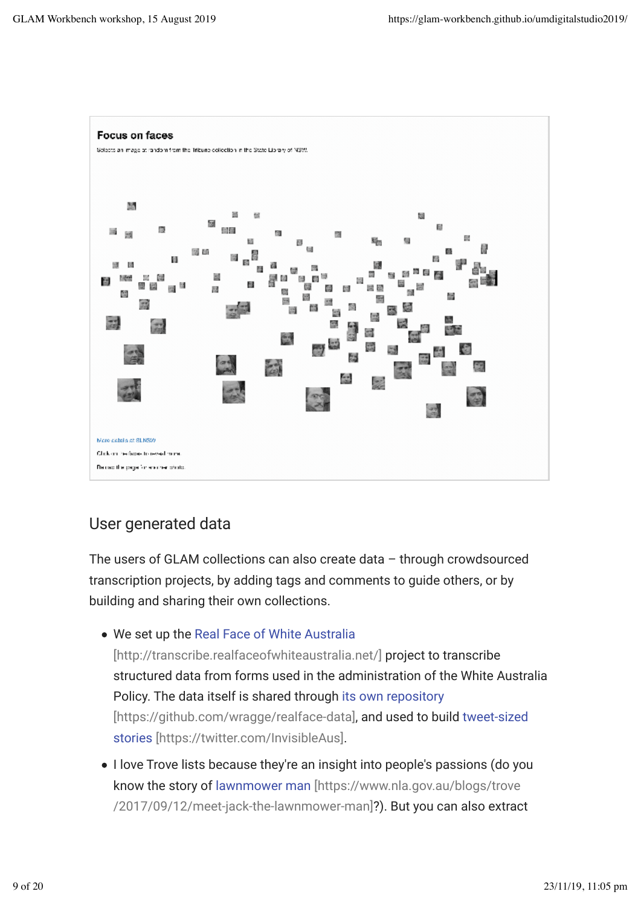## User generated data

The users of GLAM collections can also create data – through crowdsourced transcription projects, by adding tags and comments to guide others, or by building and sharing their own collections.

- We set up the Real Face of White Australia [http://transcribe.realfaceofwhiteaustralia.net/] project to transcribe structured data from forms used in the administration of the White Australia Policy. The data itself is shared through its own repository [https://github.com/wragge/realface-data], and used to build tweet-sized stories [https://twitter.com/InvisibleAus].
- I love Trove lists because they're an insight into people's passions (do you know the story of lawnmower man [https://www.nla.gov.au/blogs/trove/2017/09/12/meet-jack-the-lawnmower-man]?). But you can also extract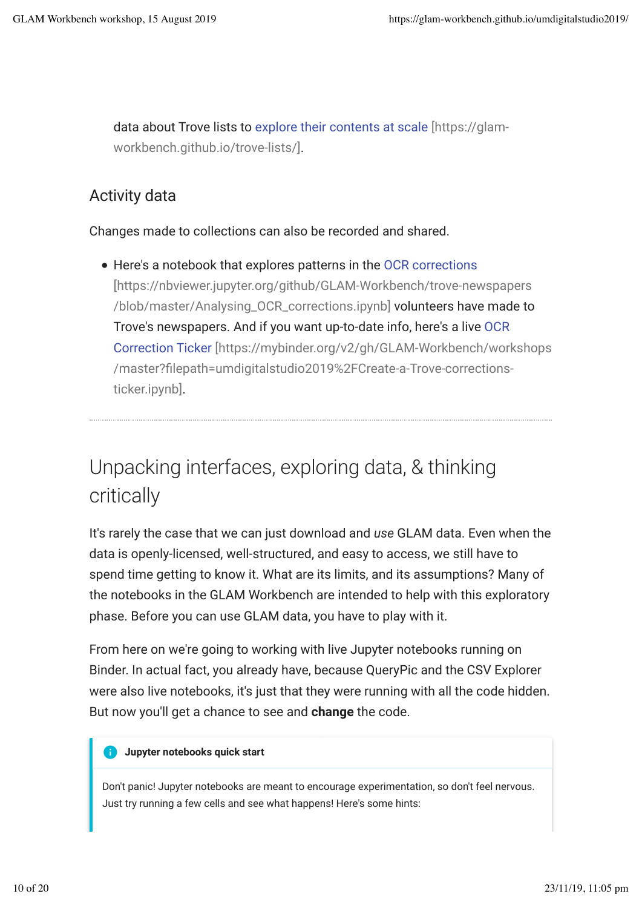data about Trove lists to explore their contents at scale [https://glam-workbench.github.io/trove-lists/].

### Activity data

Changes made to collections can also be recorded and shared.

- Here's a notebook that explores patterns in the OCR corrections [https://nbviewer.jupyter.org/github/GLAM-Workbench/trove-newspapers/blob/master/Analysing_OCR_corrections.ipynb] volunteers have made to Trove's newspapers. And if you want up-to-date info, here's a live OCR Correction Ticker [https://mybinder.org/v2/gh/GLAM-Workbench/workshops/master?filepath=umdigitalstudio2019%2FCreate-a-Trove-corrections-ticker.ipynb].

---

## Unpacking interfaces, exploring data, & thinking critically

It's rarely the case that we can just download and *use* GLAM data. Even when the data is openly-licensed, well-structured, and easy to access, we still have to spend time getting to know it. What are its limits, and its assumptions? Many of the notebooks in the GLAM Workbench are intended to help with this exploratory phase. Before you can use GLAM data, you have to play with it.

From here on we're going to working with live Jupyter notebooks running on Binder. In actual fact, you already have, because QueryPic and the CSV Explorer were also live notebooks, it's just that they were running with all the code hidden. But now you'll get a chance to see and **change** the code.

> **Jupyter notebooks quick start**
>
> Don't panic! Jupyter notebooks are meant to encourage experimentation, so don't feel nervous. Just try running a few cells and see what happens! Here's some hints: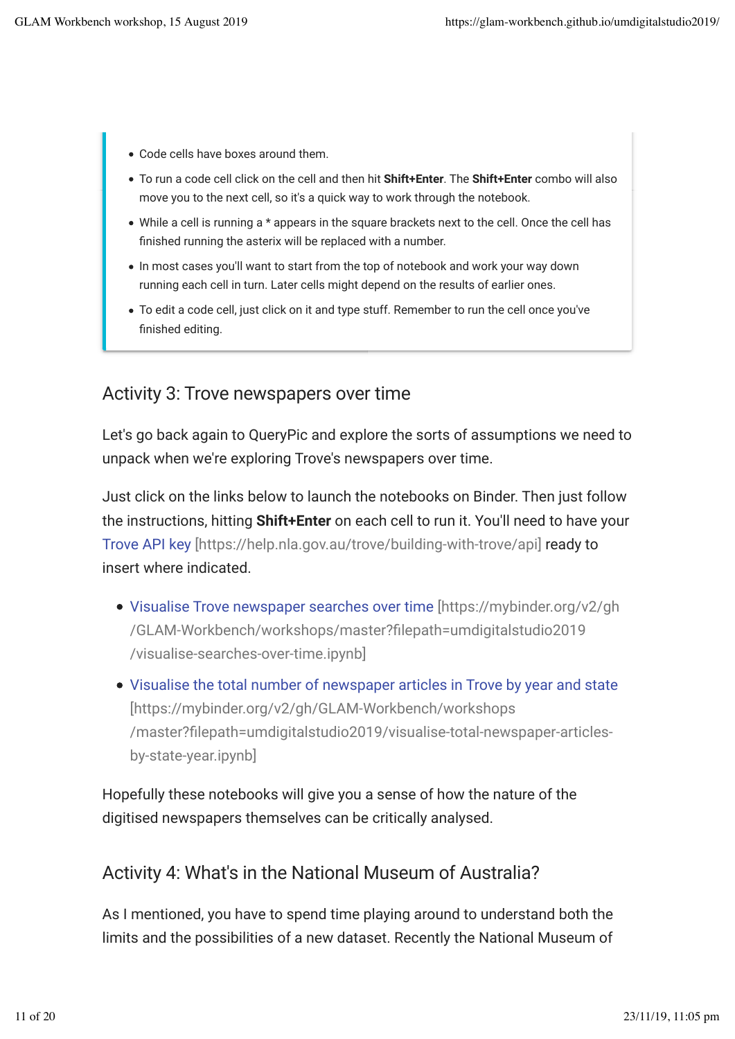- Code cells have boxes around them.
- To run a code cell click on the cell and then hit **Shift+Enter**. The **Shift+Enter** combo will also move you to the next cell, so it's a quick way to work through the notebook.
- While a cell is running a * appears in the square brackets next to the cell. Once the cell has finished running the asterix will be replaced with a number.
- In most cases you'll want to start from the top of notebook and work your way down running each cell in turn. Later cells might depend on the results of earlier ones.
- To edit a code cell, just click on it and type stuff. Remember to run the cell once you've finished editing.

## Activity 3: Trove newspapers over time

Let's go back again to QueryPic and explore the sorts of assumptions we need to unpack when we're exploring Trove's newspapers over time.

Just click on the links below to launch the notebooks on Binder. Then just follow the instructions, hitting **Shift+Enter** on each cell to run it. You'll need to have your Trove API key [https://help.nla.gov.au/trove/building-with-trove/api] ready to insert where indicated.

- Visualise Trove newspaper searches over time [https://mybinder.org/v2/gh/GLAM-Workbench/workshops/master?filepath=umdigitalstudio2019/visualise-searches-over-time.ipynb]
- Visualise the total number of newspaper articles in Trove by year and state [https://mybinder.org/v2/gh/GLAM-Workbench/workshops/master?filepath=umdigitalstudio2019/visualise-total-newspaper-articles-by-state-year.ipynb]

Hopefully these notebooks will give you a sense of how the nature of the digitised newspapers themselves can be critically analysed.

## Activity 4: What's in the National Museum of Australia?

As I mentioned, you have to spend time playing around to understand both the limits and the possibilities of a new dataset. Recently the National Museum of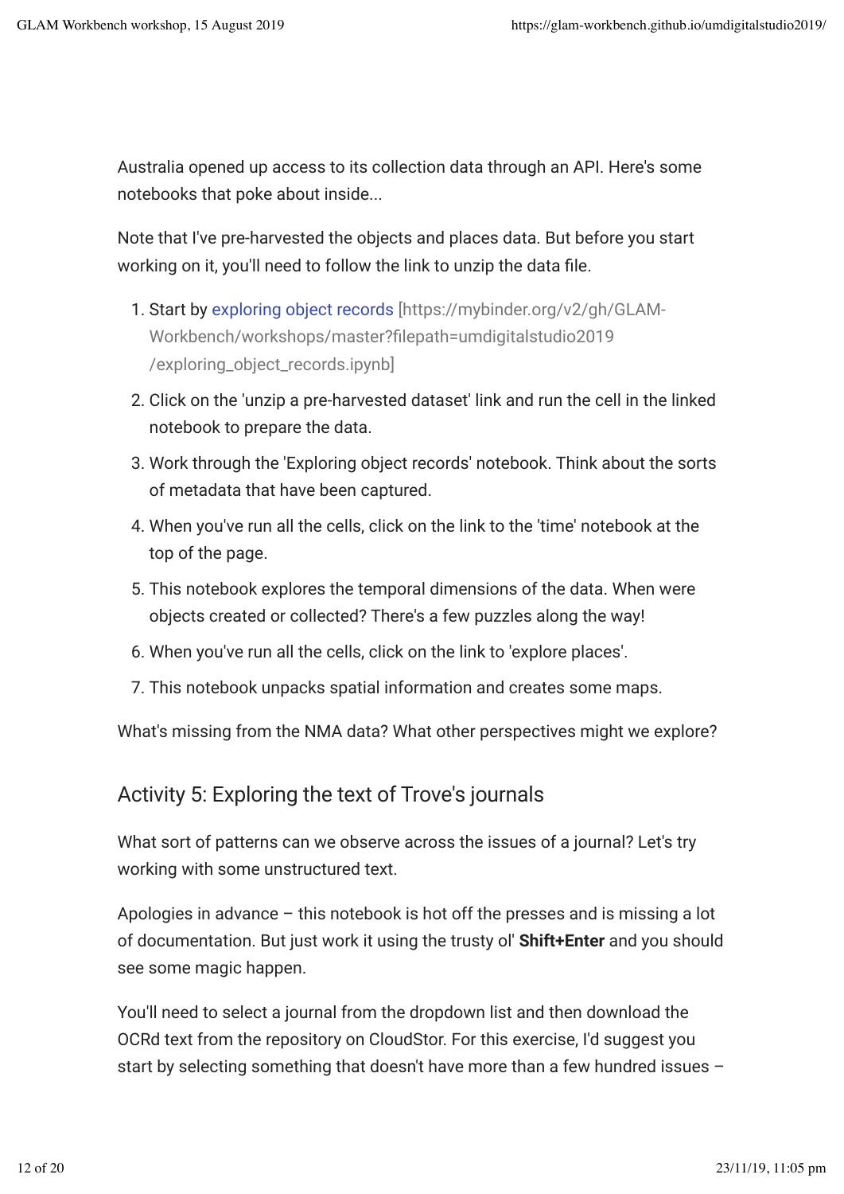Australia opened up access to its collection data through an API. Here's some notebooks that poke about inside...

Note that I've pre-harvested the objects and places data. But before you start working on it, you'll need to follow the link to unzip the data file.

1. Start by exploring object records [https://mybinder.org/v2/gh/GLAM-Workbench/workshops/master?filepath=umdigitalstudio2019/exploring_object_records.ipynb]
2. Click on the 'unzip a pre-harvested dataset' link and run the cell in the linked notebook to prepare the data.
3. Work through the 'Exploring object records' notebook. Think about the sorts of metadata that have been captured.
4. When you've run all the cells, click on the link to the 'time' notebook at the top of the page.
5. This notebook explores the temporal dimensions of the data. When were objects created or collected? There's a few puzzles along the way!
6. When you've run all the cells, click on the link to 'explore places'.
7. This notebook unpacks spatial information and creates some maps.

What's missing from the NMA data? What other perspectives might we explore?

## Activity 5: Exploring the text of Trove's journals

What sort of patterns can we observe across the issues of a journal? Let's try working with some unstructured text.

Apologies in advance – this notebook is hot off the presses and is missing a lot of documentation. But just work it using the trusty ol' **Shift+Enter** and you should see some magic happen.

You'll need to select a journal from the dropdown list and then download the OCRd text from the repository on CloudStor. For this exercise, I'd suggest you start by selecting something that doesn't have more than a few hundred issues –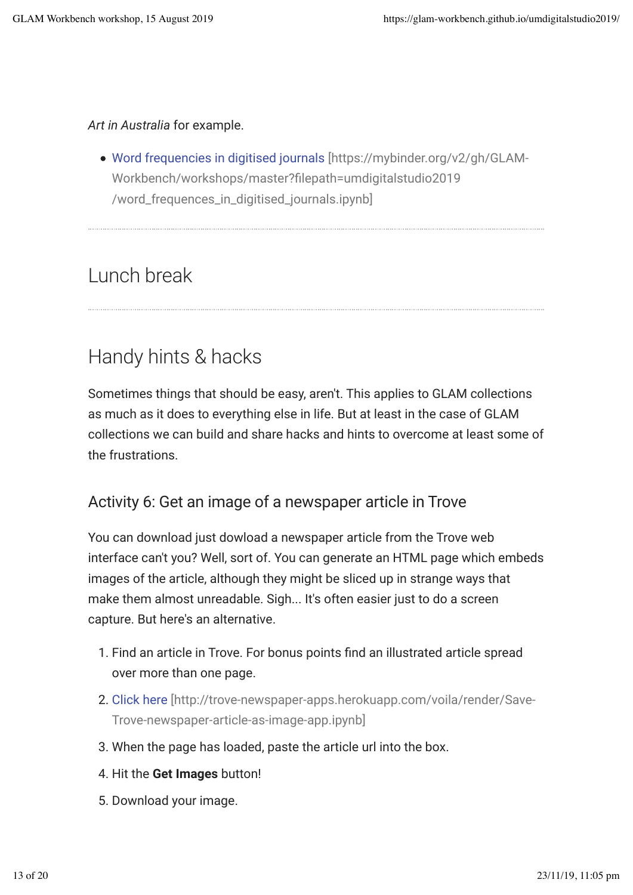*Art in Australia* for example.

- Word frequencies in digitised journals [https://mybinder.org/v2/gh/GLAM-Workbench/workshops/master?filepath=umdigitalstudio2019/word_frequences_in_digitised_journals.ipynb]

---

## Lunch break

---

## Handy hints & hacks

Sometimes things that should be easy, aren't. This applies to GLAM collections as much as it does to everything else in life. But at least in the case of GLAM collections we can build and share hacks and hints to overcome at least some of the frustrations.

### Activity 6: Get an image of a newspaper article in Trove

You can download just dowload a newspaper article from the Trove web interface can't you? Well, sort of. You can generate an HTML page which embeds images of the article, although they might be sliced up in strange ways that make them almost unreadable. Sigh... It's often easier just to do a screen capture. But here's an alternative.

1. Find an article in Trove. For bonus points find an illustrated article spread over more than one page.
2. Click here [http://trove-newspaper-apps.herokuapp.com/voila/render/Save-Trove-newspaper-article-as-image-app.ipynb]
3. When the page has loaded, paste the article url into the box.
4. Hit the **Get Images** button!
5. Download your image.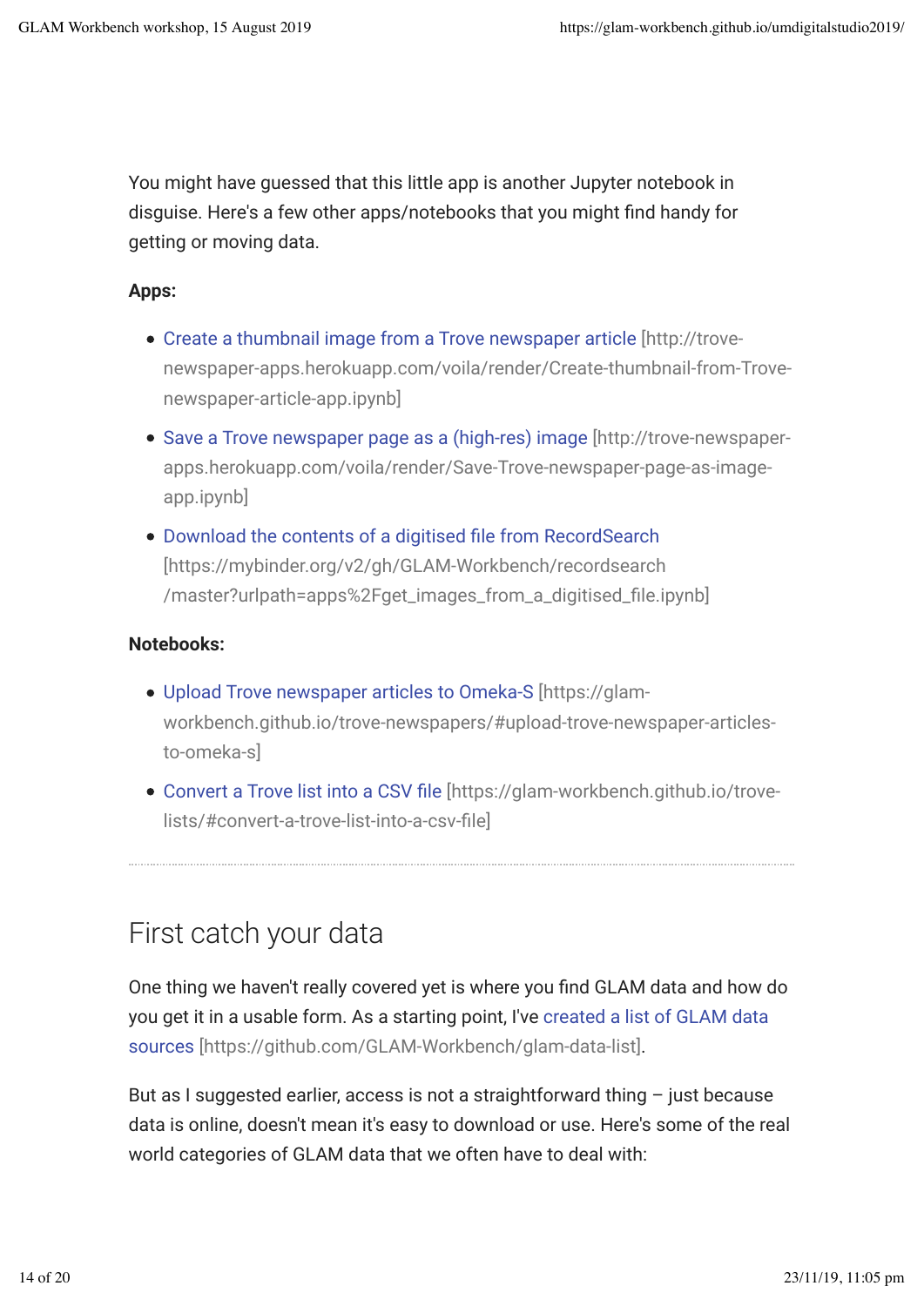You might have guessed that this little app is another Jupyter notebook in disguise. Here's a few other apps/notebooks that you might find handy for getting or moving data.

**Apps:**

- Create a thumbnail image from a Trove newspaper article [http://trove-newspaper-apps.herokuapp.com/voila/render/Create-thumbnail-from-Trove-newspaper-article-app.ipynb]
- Save a Trove newspaper page as a (high-res) image [http://trove-newspaper-apps.herokuapp.com/voila/render/Save-Trove-newspaper-page-as-image-app.ipynb]
- Download the contents of a digitised file from RecordSearch [https://mybinder.org/v2/gh/GLAM-Workbench/recordsearch/master?urlpath=apps%2Fget_images_from_a_digitised_file.ipynb]

**Notebooks:**

- Upload Trove newspaper articles to Omeka-S [https://glam-workbench.github.io/trove-newspapers/#upload-trove-newspaper-articles-to-omeka-s]
- Convert a Trove list into a CSV file [https://glam-workbench.github.io/trove-lists/#convert-a-trove-list-into-a-csv-file]

---

## First catch your data

One thing we haven't really covered yet is where you find GLAM data and how do you get it in a usable form. As a starting point, I've created a list of GLAM data sources [https://github.com/GLAM-Workbench/glam-data-list].

But as I suggested earlier, access is not a straightforward thing – just because data is online, doesn't mean it's easy to download or use. Here's some of the real world categories of GLAM data that we often have to deal with: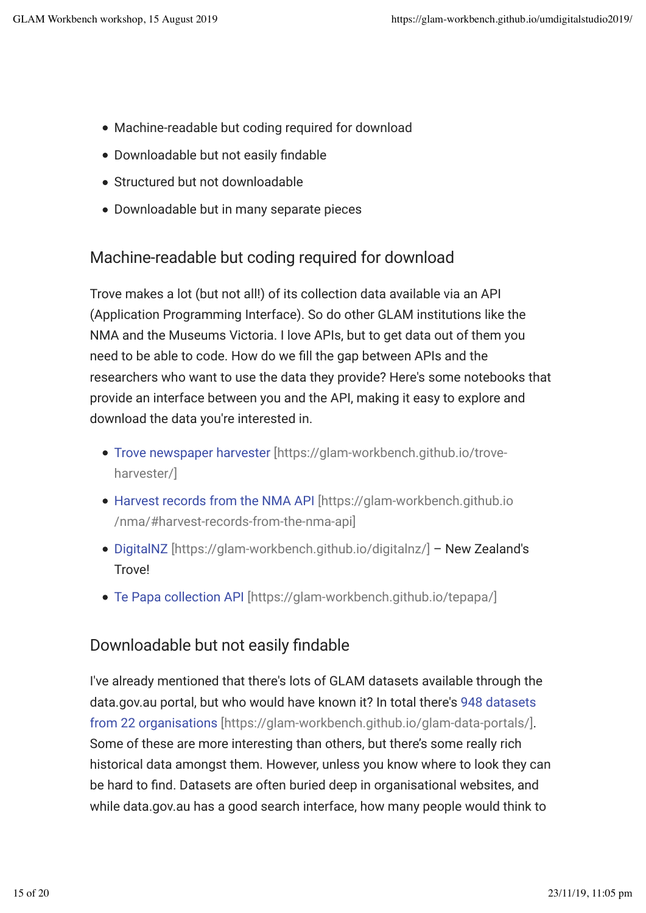- Machine-readable but coding required for download
- Downloadable but not easily findable
- Structured but not downloadable
- Downloadable but in many separate pieces

## Machine-readable but coding required for download

Trove makes a lot (but not all!) of its collection data available via an API (Application Programming Interface). So do other GLAM institutions like the NMA and the Museums Victoria. I love APIs, but to get data out of them you need to be able to code. How do we fill the gap between APIs and the researchers who want to use the data they provide? Here's some notebooks that provide an interface between you and the API, making it easy to explore and download the data you're interested in.

- Trove newspaper harvester [https://glam-workbench.github.io/trove-harvester/]
- Harvest records from the NMA API [https://glam-workbench.github.io/nma/#harvest-records-from-the-nma-api]
- DigitalNZ [https://glam-workbench.github.io/digitalnz/] – New Zealand's Trove!
- Te Papa collection API [https://glam-workbench.github.io/tepapa/]

## Downloadable but not easily findable

I've already mentioned that there's lots of GLAM datasets available through the data.gov.au portal, but who would have known it? In total there's 948 datasets from 22 organisations [https://glam-workbench.github.io/glam-data-portals/]. Some of these are more interesting than others, but there's some really rich historical data amongst them. However, unless you know where to look they can be hard to find. Datasets are often buried deep in organisational websites, and while data.gov.au has a good search interface, how many people would think to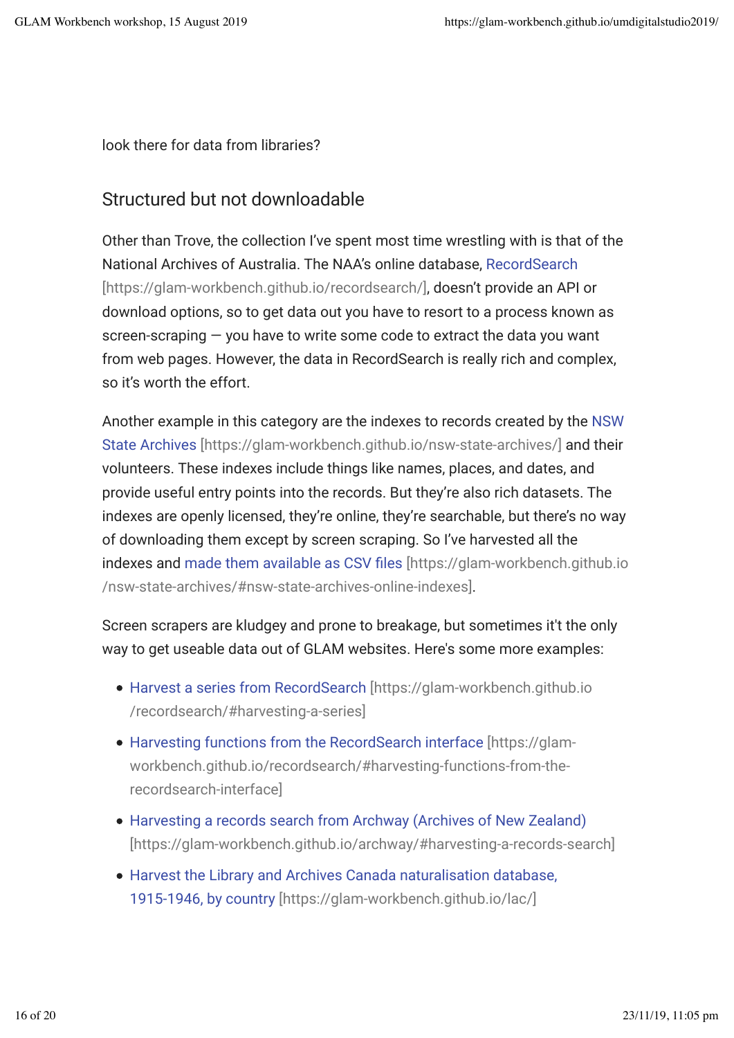look there for data from libraries?

## Structured but not downloadable

Other than Trove, the collection I've spent most time wrestling with is that of the National Archives of Australia. The NAA's online database, RecordSearch [https://glam-workbench.github.io/recordsearch/], doesn't provide an API or download options, so to get data out you have to resort to a process known as screen-scraping — you have to write some code to extract the data you want from web pages. However, the data in RecordSearch is really rich and complex, so it's worth the effort.

Another example in this category are the indexes to records created by the NSW State Archives [https://glam-workbench.github.io/nsw-state-archives/] and their volunteers. These indexes include things like names, places, and dates, and provide useful entry points into the records. But they're also rich datasets. The indexes are openly licensed, they're online, they're searchable, but there's no way of downloading them except by screen scraping. So I've harvested all the indexes and made them available as CSV files [https://glam-workbench.github.io/nsw-state-archives/#nsw-state-archives-online-indexes].

Screen scrapers are kludgey and prone to breakage, but sometimes it't the only way to get useable data out of GLAM websites. Here's some more examples:

- Harvest a series from RecordSearch [https://glam-workbench.github.io/recordsearch/#harvesting-a-series]
- Harvesting functions from the RecordSearch interface [https://glam-workbench.github.io/recordsearch/#harvesting-functions-from-the-recordsearch-interface]
- Harvesting a records search from Archway (Archives of New Zealand) [https://glam-workbench.github.io/archway/#harvesting-a-records-search]
- Harvest the Library and Archives Canada naturalisation database, 1915-1946, by country [https://glam-workbench.github.io/lac/]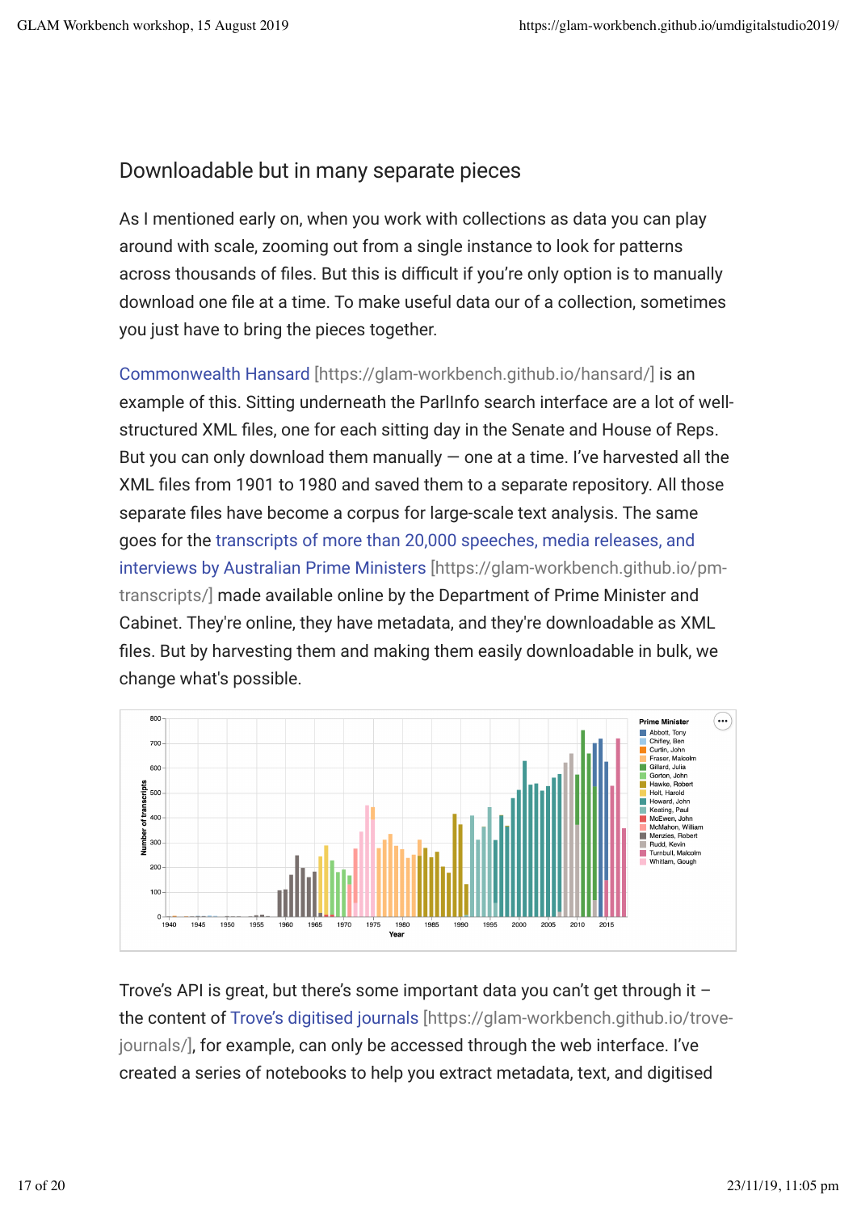## Downloadable but in many separate pieces

As I mentioned early on, when you work with collections as data you can play around with scale, zooming out from a single instance to look for patterns across thousands of files. But this is difficult if you're only option is to manually download one file at a time. To make useful data our of a collection, sometimes you just have to bring the pieces together.

Commonwealth Hansard [https://glam-workbench.github.io/hansard/] is an example of this. Sitting underneath the ParlInfo search interface are a lot of well-structured XML files, one for each sitting day in the Senate and House of Reps. But you can only download them manually — one at a time. I've harvested all the XML files from 1901 to 1980 and saved them to a separate repository. All those separate files have become a corpus for large-scale text analysis. The same goes for the transcripts of more than 20,000 speeches, media releases, and interviews by Australian Prime Ministers [https://glam-workbench.github.io/pm-transcripts/] made available online by the Department of Prime Minister and Cabinet. They're online, they have metadata, and they're downloadable as XML files. But by harvesting them and making them easily downloadable in bulk, we change what's possible.

Trove's API is great, but there's some important data you can't get through it – the content of Trove's digitised journals [https://glam-workbench.github.io/trove-journals/], for example, can only be accessed through the web interface. I've created a series of notebooks to help you extract metadata, text, and digitised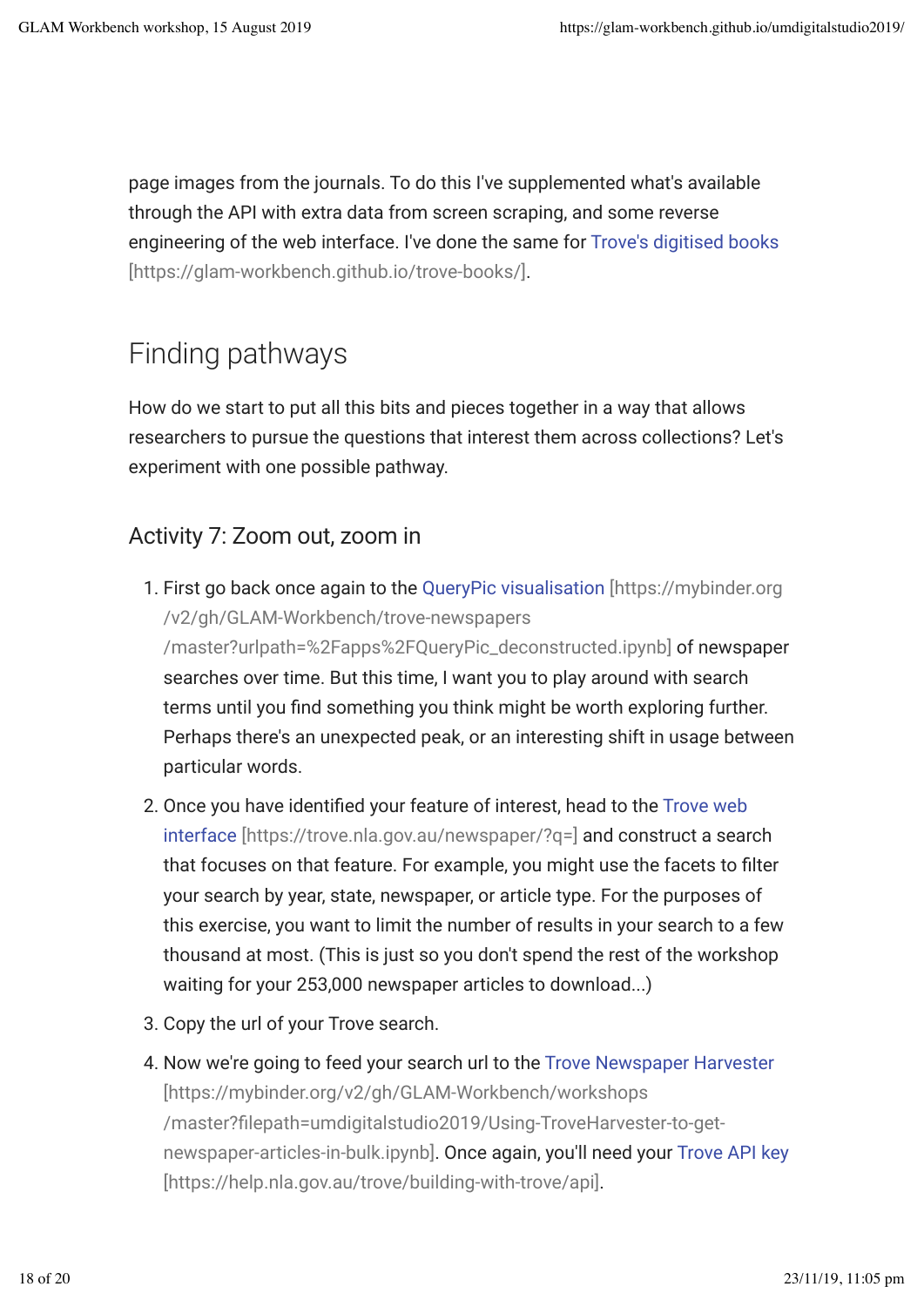page images from the journals. To do this I've supplemented what's available through the API with extra data from screen scraping, and some reverse engineering of the web interface. I've done the same for Trove's digitised books [https://glam-workbench.github.io/trove-books/].

## Finding pathways

How do we start to put all this bits and pieces together in a way that allows researchers to pursue the questions that interest them across collections? Let's experiment with one possible pathway.

### Activity 7: Zoom out, zoom in

1. First go back once again to the QueryPic visualisation [https://mybinder.org/v2/gh/GLAM-Workbench/trove-newspapers/master?urlpath=%2Fapps%2FQueryPic_deconstructed.ipynb] of newspaper searches over time. But this time, I want you to play around with search terms until you find something you think might be worth exploring further. Perhaps there's an unexpected peak, or an interesting shift in usage between particular words.
2. Once you have identified your feature of interest, head to the Trove web interface [https://trove.nla.gov.au/newspaper/?q=] and construct a search that focuses on that feature. For example, you might use the facets to filter your search by year, state, newspaper, or article type. For the purposes of this exercise, you want to limit the number of results in your search to a few thousand at most. (This is just so you don't spend the rest of the workshop waiting for your 253,000 newspaper articles to download...)
3. Copy the url of your Trove search.
4. Now we're going to feed your search url to the Trove Newspaper Harvester [https://mybinder.org/v2/gh/GLAM-Workbench/workshops/master?filepath=umdigitalstudio2019/Using-TroveHarvester-to-get-newspaper-articles-in-bulk.ipynb]. Once again, you'll need your Trove API key [https://help.nla.gov.au/trove/building-with-trove/api].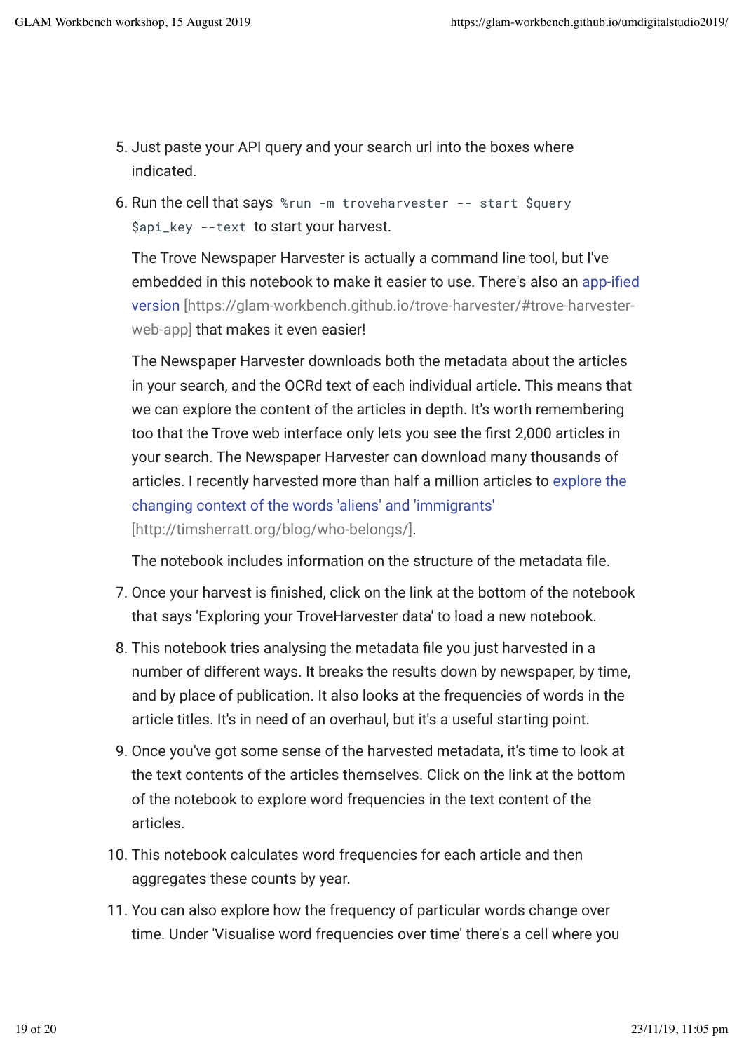5. Just paste your API query and your search url into the boxes where indicated.
6. Run the cell that says `%run -m troveharvester -- start $query $api_key --text` to start your harvest.

   The Trove Newspaper Harvester is actually a command line tool, but I've embedded in this notebook to make it easier to use. There's also an app-ified version [https://glam-workbench.github.io/trove-harvester/#trove-harvester-web-app] that makes it even easier!

   The Newspaper Harvester downloads both the metadata about the articles in your search, and the OCRd text of each individual article. This means that we can explore the content of the articles in depth. It's worth remembering too that the Trove web interface only lets you see the first 2,000 articles in your search. The Newspaper Harvester can download many thousands of articles. I recently harvested more than half a million articles to explore the changing context of the words 'aliens' and 'immigrants' [http://timsherratt.org/blog/who-belongs/].

   The notebook includes information on the structure of the metadata file.
7. Once your harvest is finished, click on the link at the bottom of the notebook that says 'Exploring your TroveHarvester data' to load a new notebook.
8. This notebook tries analysing the metadata file you just harvested in a number of different ways. It breaks the results down by newspaper, by time, and by place of publication. It also looks at the frequencies of words in the article titles. It's in need of an overhaul, but it's a useful starting point.
9. Once you've got some sense of the harvested metadata, it's time to look at the text contents of the articles themselves. Click on the link at the bottom of the notebook to explore word frequencies in the text content of the articles.
10. This notebook calculates word frequencies for each article and then aggregates these counts by year.
11. You can also explore how the frequency of particular words change over time. Under 'Visualise word frequencies over time' there's a cell where you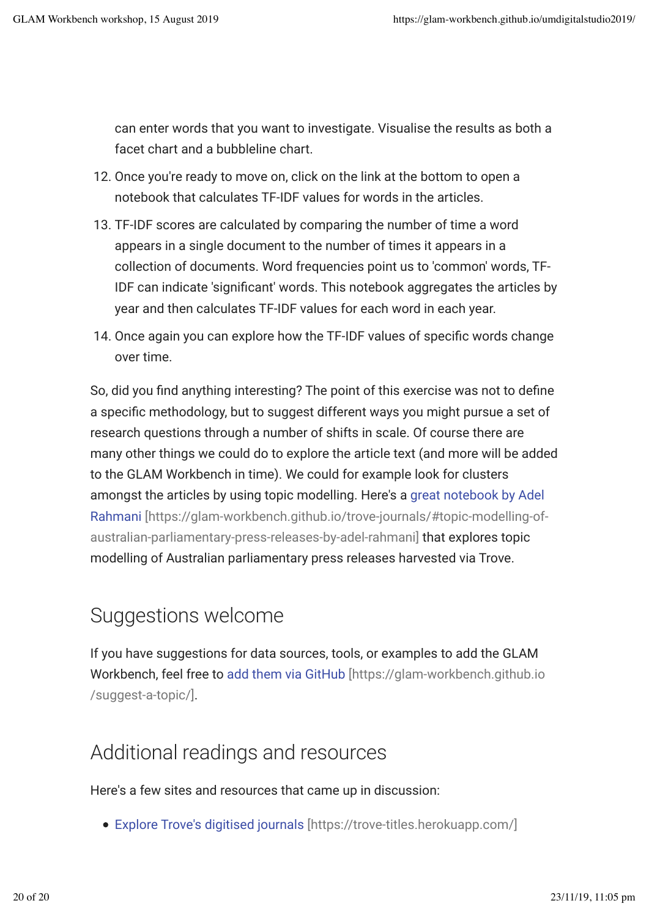can enter words that you want to investigate. Visualise the results as both a facet chart and a bubbleline chart.

12. Once you're ready to move on, click on the link at the bottom to open a notebook that calculates TF-IDF values for words in the articles.
13. TF-IDF scores are calculated by comparing the number of time a word appears in a single document to the number of times it appears in a collection of documents. Word frequencies point us to 'common' words, TF-IDF can indicate 'significant' words. This notebook aggregates the articles by year and then calculates TF-IDF values for each word in each year.
14. Once again you can explore how the TF-IDF values of specific words change over time.

So, did you find anything interesting? The point of this exercise was not to define a specific methodology, but to suggest different ways you might pursue a set of research questions through a number of shifts in scale. Of course there are many other things we could do to explore the article text (and more will be added to the GLAM Workbench in time). We could for example look for clusters amongst the articles by using topic modelling. Here's a great notebook by Adel Rahmani [https://glam-workbench.github.io/trove-journals/#topic-modelling-of-australian-parliamentary-press-releases-by-adel-rahmani] that explores topic modelling of Australian parliamentary press releases harvested via Trove.

## Suggestions welcome

If you have suggestions for data sources, tools, or examples to add the GLAM Workbench, feel free to add them via GitHub [https://glam-workbench.github.io/suggest-a-topic/].

## Additional readings and resources

Here's a few sites and resources that came up in discussion:

- Explore Trove's digitised journals [https://trove-titles.herokuapp.com/]